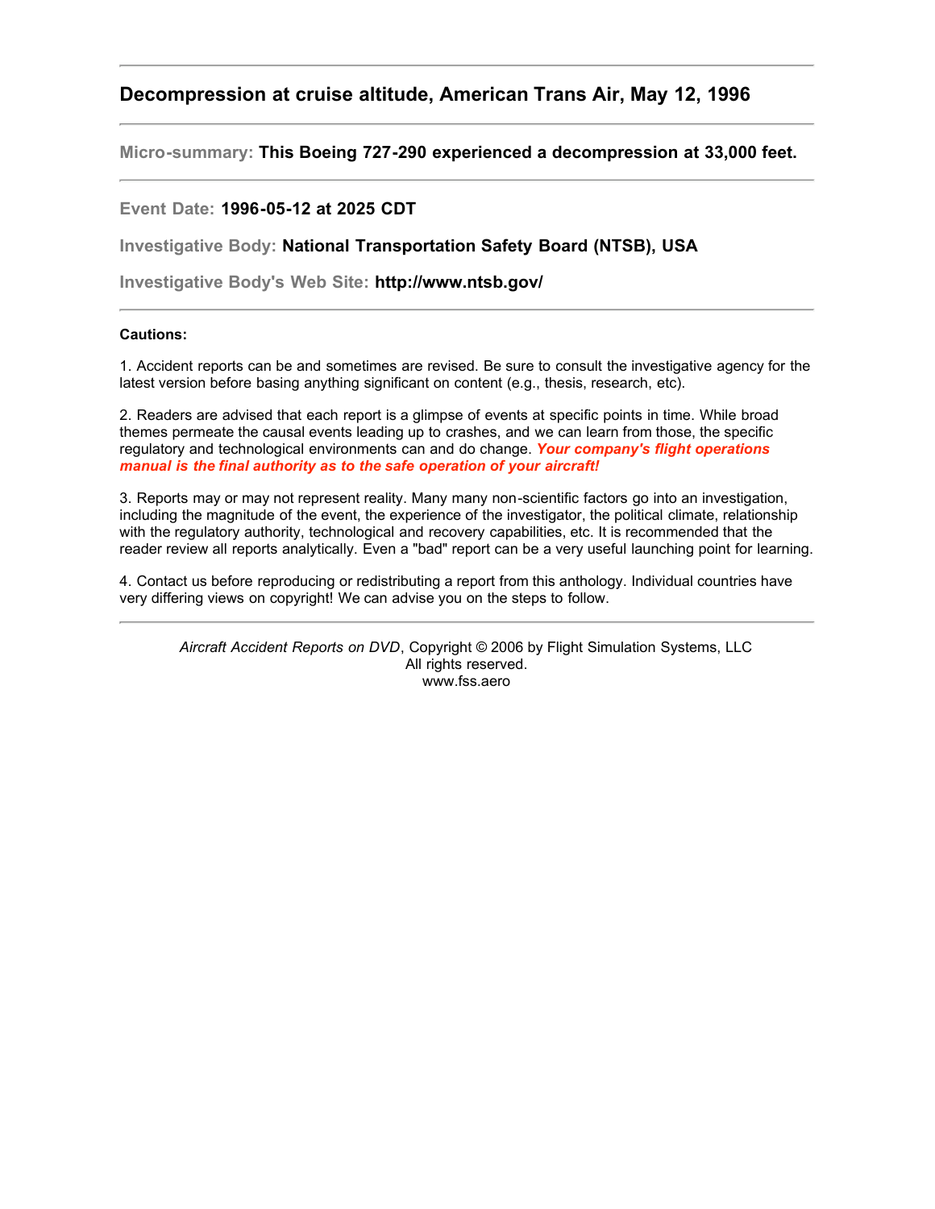---

## Decompression at cruise altitude, American Trans Air, May 12, 1996

---

**Micro-summary:** **This Boeing 727-290 experienced a decompression at 33,000 feet.**

---

**Event Date:** **1996-05-12 at 2025 CDT**

**Investigative Body:** **National Transportation Safety Board (NTSB), USA**

**Investigative Body's Web Site:** **http://www.ntsb.gov/**

---

**Cautions:**

1. Accident reports can be and sometimes are revised. Be sure to consult the investigative agency for the latest version before basing anything significant on content (e.g., thesis, research, etc).

2. Readers are advised that each report is a glimpse of events at specific points in time. While broad themes permeate the causal events leading up to crashes, and we can learn from those, the specific regulatory and technological environments can and do change. ***Your company's flight operations manual is the final authority as to the safe operation of your aircraft!***

3. Reports may or may not represent reality. Many many non-scientific factors go into an investigation, including the magnitude of the event, the experience of the investigator, the political climate, relationship with the regulatory authority, technological and recovery capabilities, etc. It is recommended that the reader review all reports analytically. Even a "bad" report can be a very useful launching point for learning.

4. Contact us before reproducing or redistributing a report from this anthology. Individual countries have very differing views on copyright! We can advise you on the steps to follow.

---

*Aircraft Accident Reports on DVD*, Copyright © 2006 by Flight Simulation Systems, LLC
All rights reserved.
www.fss.aero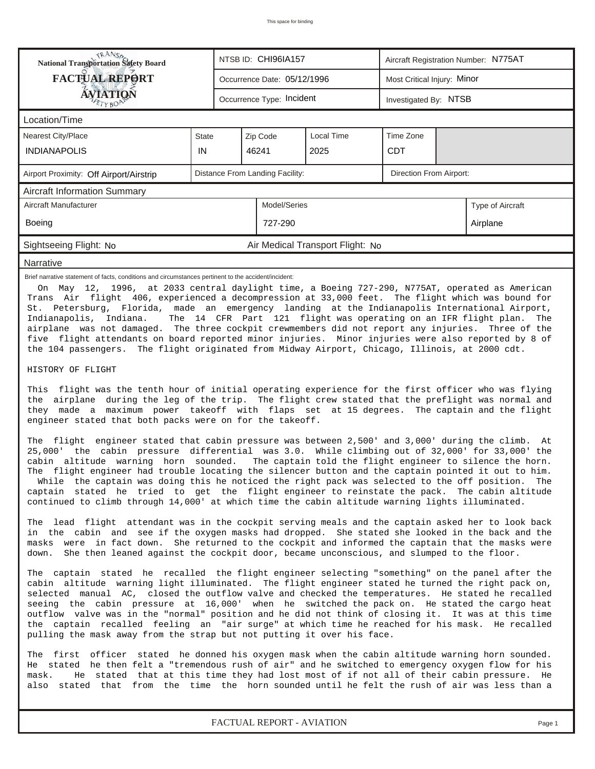This space for binding

| National Transportation Safety Board FACTUAL REPORT AVIATION | NTSB ID: CHI96IA157 | Aircraft Registration Number: N775AT |
|---|---|---|
| | Occurrence Date: 05/12/1996 | Most Critical Injury: Minor |
| | Occurrence Type: Incident | Investigated By: NTSB |

## Location/Time

| Nearest City/Place | State | Zip Code | Local Time | Time Zone |
|---|---|---|---|---|
| INDIANAPOLIS | IN | 46241 | 2025 | CDT |

| Airport Proximity: Off Airport/Airstrip | Distance From Landing Facility: | Direction From Airport: |
|---|---|---|

## Aircraft Information Summary

| Aircraft Manufacturer | Model/Series | Type of Aircraft |
|---|---|---|
| Boeing | 727-290 | Airplane |

Sightseeing Flight: No — Air Medical Transport Flight: No

## Narrative

Brief narrative statement of facts, conditions and circumstances pertinent to the accident/incident:

On May 12, 1996, at 2033 central daylight time, a Boeing 727-290, N775AT, operated as American Trans Air flight 406, experienced a decompression at 33,000 feet. The flight which was bound for St. Petersburg, Florida, made an emergency landing at the Indianapolis International Airport, Indianapolis, Indiana. The 14 CFR Part 121 flight was operating on an IFR flight plan. The airplane was not damaged. The three cockpit crewmembers did not report any injuries. Three of the five flight attendants on board reported minor injuries. Minor injuries were also reported by 8 of the 104 passengers. The flight originated from Midway Airport, Chicago, Illinois, at 2000 cdt.

HISTORY OF FLIGHT

This flight was the tenth hour of initial operating experience for the first officer who was flying the airplane during the leg of the trip. The flight crew stated that the preflight was normal and they made a maximum power takeoff with flaps set at 15 degrees. The captain and the flight engineer stated that both packs were on for the takeoff.

The flight engineer stated that cabin pressure was between 2,500' and 3,000' during the climb. At 25,000' the cabin pressure differential was 3.0. While climbing out of 32,000' for 33,000' the cabin altitude warning horn sounded. The captain told the flight engineer to silence the horn. The flight engineer had trouble locating the silencer button and the captain pointed it out to him. While the captain was doing this he noticed the right pack was selected to the off position. The captain stated he tried to get the flight engineer to reinstate the pack. The cabin altitude continued to climb through 14,000' at which time the cabin altitude warning lights illuminated.

The lead flight attendant was in the cockpit serving meals and the captain asked her to look back in the cabin and see if the oxygen masks had dropped. She stated she looked in the back and the masks were in fact down. She returned to the cockpit and informed the captain that the masks were down. She then leaned against the cockpit door, became unconscious, and slumped to the floor.

The captain stated he recalled the flight engineer selecting "something" on the panel after the cabin altitude warning light illuminated. The flight engineer stated he turned the right pack on, selected manual AC, closed the outflow valve and checked the temperatures. He stated he recalled seeing the cabin pressure at 16,000' when he switched the pack on. He stated the cargo heat outflow valve was in the "normal" position and he did not think of closing it. It was at this time the captain recalled feeling an "air surge" at which time he reached for his mask. He recalled pulling the mask away from the strap but not putting it over his face.

The first officer stated he donned his oxygen mask when the cabin altitude warning horn sounded. He stated he then felt a "tremendous rush of air" and he switched to emergency oxygen flow for his mask. He stated that at this time they had lost most of if not all of their cabin pressure. He also stated that from the time the horn sounded until he felt the rush of air was less than a

FACTUAL REPORT - AVIATION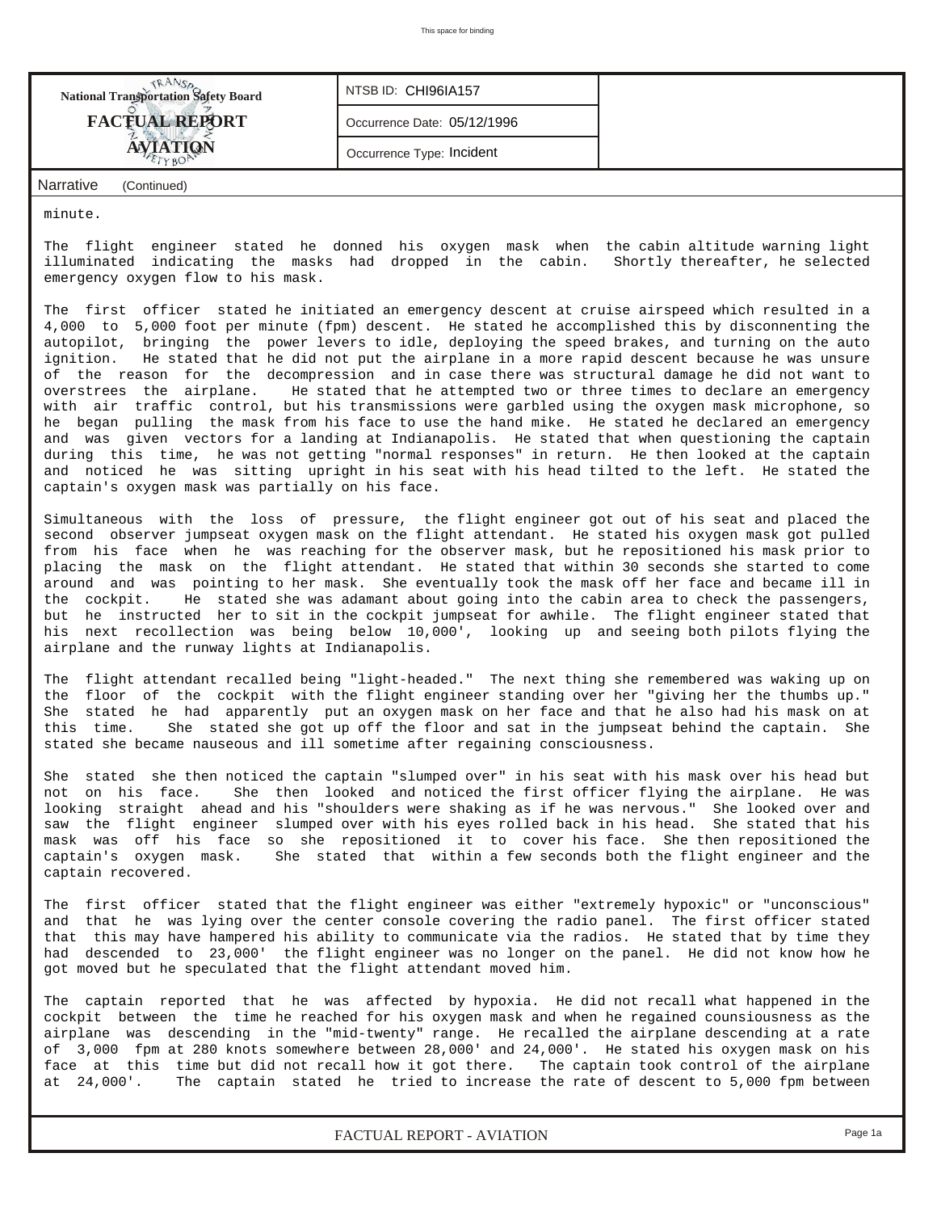**National Transportation Safety Board**
**FACTUAL REPORT**
**AVIATION**

NTSB ID: CHI96IA157

Occurrence Date: 05/12/1996

Occurrence Type: Incident

**Narrative** (Continued)

minute.

The flight engineer stated he donned his oxygen mask when the cabin altitude warning light illuminated indicating the masks had dropped in the cabin. Shortly thereafter, he selected emergency oxygen flow to his mask.

The first officer stated he initiated an emergency descent at cruise airspeed which resulted in a 4,000 to 5,000 foot per minute (fpm) descent. He stated he accomplished this by disconnenting the autopilot, bringing the power levers to idle, deploying the speed brakes, and turning on the auto ignition. He stated that he did not put the airplane in a more rapid descent because he was unsure of the reason for the decompression and in case there was structural damage he did not want to overstrees the airplane. He stated that he attempted two or three times to declare an emergency with air traffic control, but his transmissions were garbled using the oxygen mask microphone, so he began pulling the mask from his face to use the hand mike. He stated he declared an emergency and was given vectors for a landing at Indianapolis. He stated that when questioning the captain during this time, he was not getting "normal responses" in return. He then looked at the captain and noticed he was sitting upright in his seat with his head tilted to the left. He stated the captain's oxygen mask was partially on his face.

Simultaneous with the loss of pressure, the flight engineer got out of his seat and placed the second observer jumpseat oxygen mask on the flight attendant. He stated his oxygen mask got pulled from his face when he was reaching for the observer mask, but he repositioned his mask prior to placing the mask on the flight attendant. He stated that within 30 seconds she started to come around and was pointing to her mask. She eventually took the mask off her face and became ill in the cockpit. He stated she was adamant about going into the cabin area to check the passengers, but he instructed her to sit in the cockpit jumpseat for awhile. The flight engineer stated that his next recollection was being below 10,000', looking up and seeing both pilots flying the airplane and the runway lights at Indianapolis.

The flight attendant recalled being "light-headed." The next thing she remembered was waking up on the floor of the cockpit with the flight engineer standing over her "giving her the thumbs up." She stated he had apparently put an oxygen mask on her face and that he also had his mask on at this time. She stated she got up off the floor and sat in the jumpseat behind the captain. She stated she became nauseous and ill sometime after regaining consciousness.

She stated she then noticed the captain "slumped over" in his seat with his mask over his head but not on his face. She then looked and noticed the first officer flying the airplane. He was looking straight ahead and his "shoulders were shaking as if he was nervous." She looked over and saw the flight engineer slumped over with his eyes rolled back in his head. She stated that his mask was off his face so she repositioned it to cover his face. She then repositioned the captain's oxygen mask. She stated that within a few seconds both the flight engineer and the captain recovered.

The first officer stated that the flight engineer was either "extremely hypoxic" or "unconscious" and that he was lying over the center console covering the radio panel. The first officer stated that this may have hampered his ability to communicate via the radios. He stated that by time they had descended to 23,000' the flight engineer was no longer on the panel. He did not know how he got moved but he speculated that the flight attendant moved him.

The captain reported that he was affected by hypoxia. He did not recall what happened in the cockpit between the time he reached for his oxygen mask and when he regained counsiousness as the airplane was descending in the "mid-twenty" range. He recalled the airplane descending at a rate of 3,000 fpm at 280 knots somewhere between 28,000' and 24,000'. He stated his oxygen mask on his face at this time but did not recall how it got there. The captain took control of the airplane at 24,000'. The captain stated he tried to increase the rate of descent to 5,000 fpm between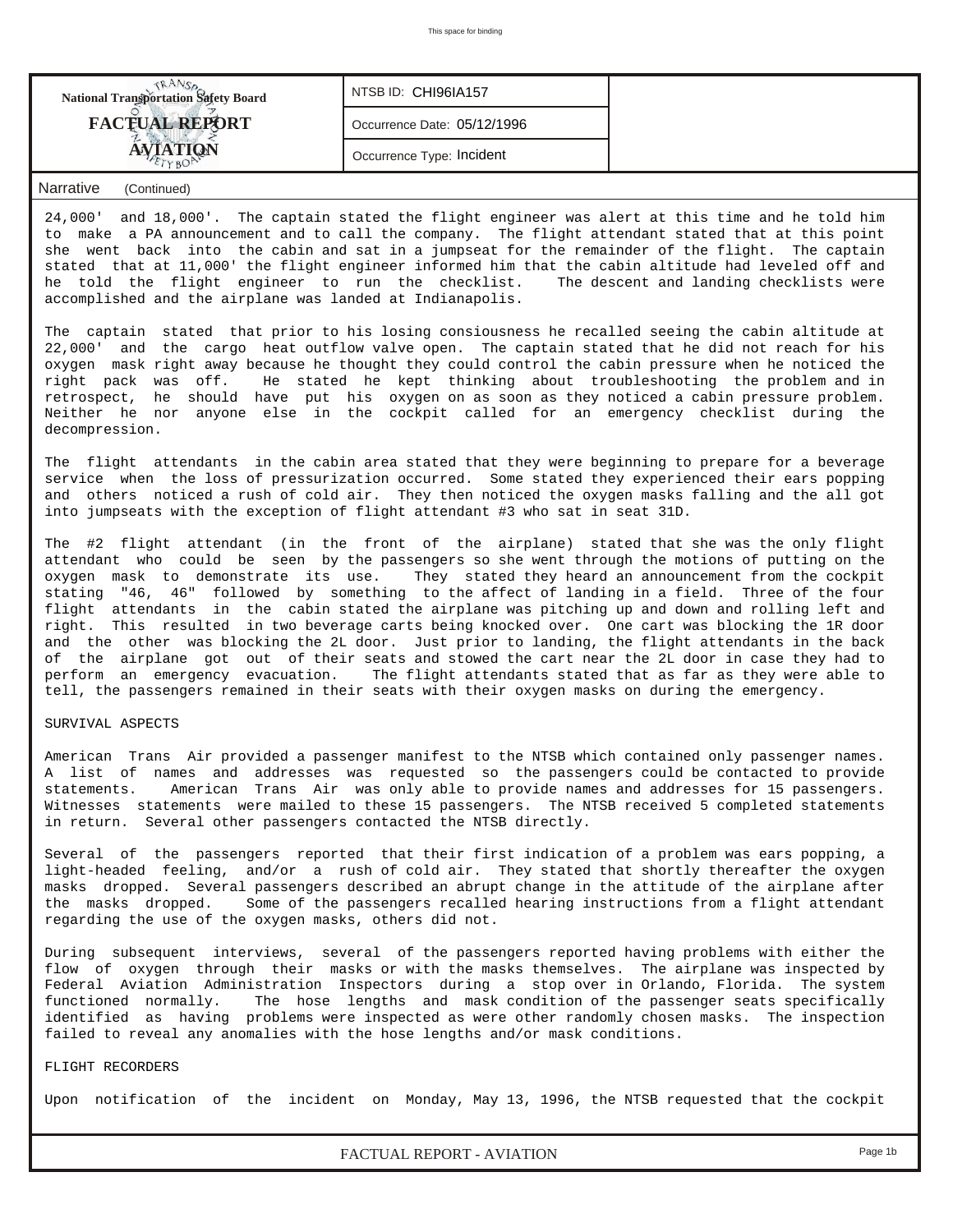National Transportation Safety Board

**FACTUAL REPORT**

**AVIATION**

| NTSB ID: CHI96IA157 |
|---|
| Occurrence Date: 05/12/1996 |
| Occurrence Type: Incident |

Narrative (Continued)

24,000' and 18,000'. The captain stated the flight engineer was alert at this time and he told him to make a PA announcement and to call the company. The flight attendant stated that at this point she went back into the cabin and sat in a jumpseat for the remainder of the flight. The captain stated that at 11,000' the flight engineer informed him that the cabin altitude had leveled off and he told the flight engineer to run the checklist. The descent and landing checklists were accomplished and the airplane was landed at Indianapolis.

The captain stated that prior to his losing consiousness he recalled seeing the cabin altitude at 22,000' and the cargo heat outflow valve open. The captain stated that he did not reach for his oxygen mask right away because he thought they could control the cabin pressure when he noticed the right pack was off. He stated he kept thinking about troubleshooting the problem and in retrospect, he should have put his oxygen on as soon as they noticed a cabin pressure problem. Neither he nor anyone else in the cockpit called for an emergency checklist during the decompression.

The flight attendants in the cabin area stated that they were beginning to prepare for a beverage service when the loss of pressurization occurred. Some stated they experienced their ears popping and others noticed a rush of cold air. They then noticed the oxygen masks falling and the all got into jumpseats with the exception of flight attendant #3 who sat in seat 31D.

The #2 flight attendant (in the front of the airplane) stated that she was the only flight attendant who could be seen by the passengers so she went through the motions of putting on the oxygen mask to demonstrate its use. They stated they heard an announcement from the cockpit stating "46, 46" followed by something to the affect of landing in a field. Three of the four flight attendants in the cabin stated the airplane was pitching up and down and rolling left and right. This resulted in two beverage carts being knocked over. One cart was blocking the 1R door and the other was blocking the 2L door. Just prior to landing, the flight attendants in the back of the airplane got out of their seats and stowed the cart near the 2L door in case they had to perform an emergency evacuation. The flight attendants stated that as far as they were able to tell, the passengers remained in their seats with their oxygen masks on during the emergency.

SURVIVAL ASPECTS

American Trans Air provided a passenger manifest to the NTSB which contained only passenger names. A list of names and addresses was requested so the passengers could be contacted to provide statements. American Trans Air was only able to provide names and addresses for 15 passengers. Witnesses statements were mailed to these 15 passengers. The NTSB received 5 completed statements in return. Several other passengers contacted the NTSB directly.

Several of the passengers reported that their first indication of a problem was ears popping, a light-headed feeling, and/or a rush of cold air. They stated that shortly thereafter the oxygen masks dropped. Several passengers described an abrupt change in the attitude of the airplane after the masks dropped. Some of the passengers recalled hearing instructions from a flight attendant regarding the use of the oxygen masks, others did not.

During subsequent interviews, several of the passengers reported having problems with either the flow of oxygen through their masks or with the masks themselves. The airplane was inspected by Federal Aviation Administration Inspectors during a stop over in Orlando, Florida. The system functioned normally. The hose lengths and mask condition of the passenger seats specifically identified as having problems were inspected as were other randomly chosen masks. The inspection failed to reveal any anomalies with the hose lengths and/or mask conditions.

FLIGHT RECORDERS

Upon notification of the incident on Monday, May 13, 1996, the NTSB requested that the cockpit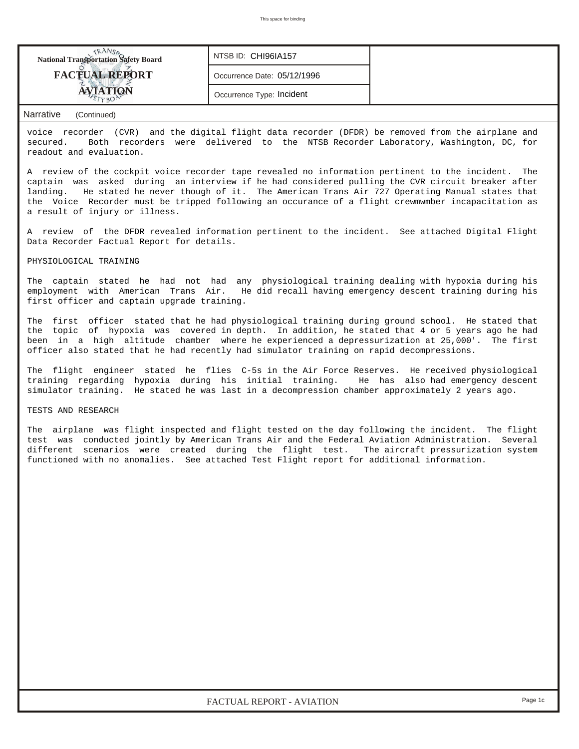**National Transportation Safety Board**
**FACTUAL REPORT**
**AVIATION**

NTSB ID: CHI96IA157

Occurrence Date: 05/12/1996

Occurrence Type: Incident

**Narrative** (Continued)

voice recorder (CVR) and the digital flight data recorder (DFDR) be removed from the airplane and secured. Both recorders were delivered to the NTSB Recorder Laboratory, Washington, DC, for readout and evaluation.

A review of the cockpit voice recorder tape revealed no information pertinent to the incident. The captain was asked during an interview if he had considered pulling the CVR circuit breaker after landing. He stated he never though of it. The American Trans Air 727 Operating Manual states that the Voice Recorder must be tripped following an occurance of a flight crewmwmber incapacitation as a result of injury or illness.

A review of the DFDR revealed information pertinent to the incident. See attached Digital Flight Data Recorder Factual Report for details.

PHYSIOLOGICAL TRAINING

The captain stated he had not had any physiological training dealing with hypoxia during his employment with American Trans Air. He did recall having emergency descent training during his first officer and captain upgrade training.

The first officer stated that he had physiological training during ground school. He stated that the topic of hypoxia was covered in depth. In addition, he stated that 4 or 5 years ago he had been in a high altitude chamber where he experienced a depressurization at 25,000'. The first officer also stated that he had recently had simulator training on rapid decompressions.

The flight engineer stated he flies C-5s in the Air Force Reserves. He received physiological training regarding hypoxia during his initial training. He has also had emergency descent simulator training. He stated he was last in a decompression chamber approximately 2 years ago.

TESTS AND RESEARCH

The airplane was flight inspected and flight tested on the day following the incident. The flight test was conducted jointly by American Trans Air and the Federal Aviation Administration. Several different scenarios were created during the flight test. The aircraft pressurization system functioned with no anomalies. See attached Test Flight report for additional information.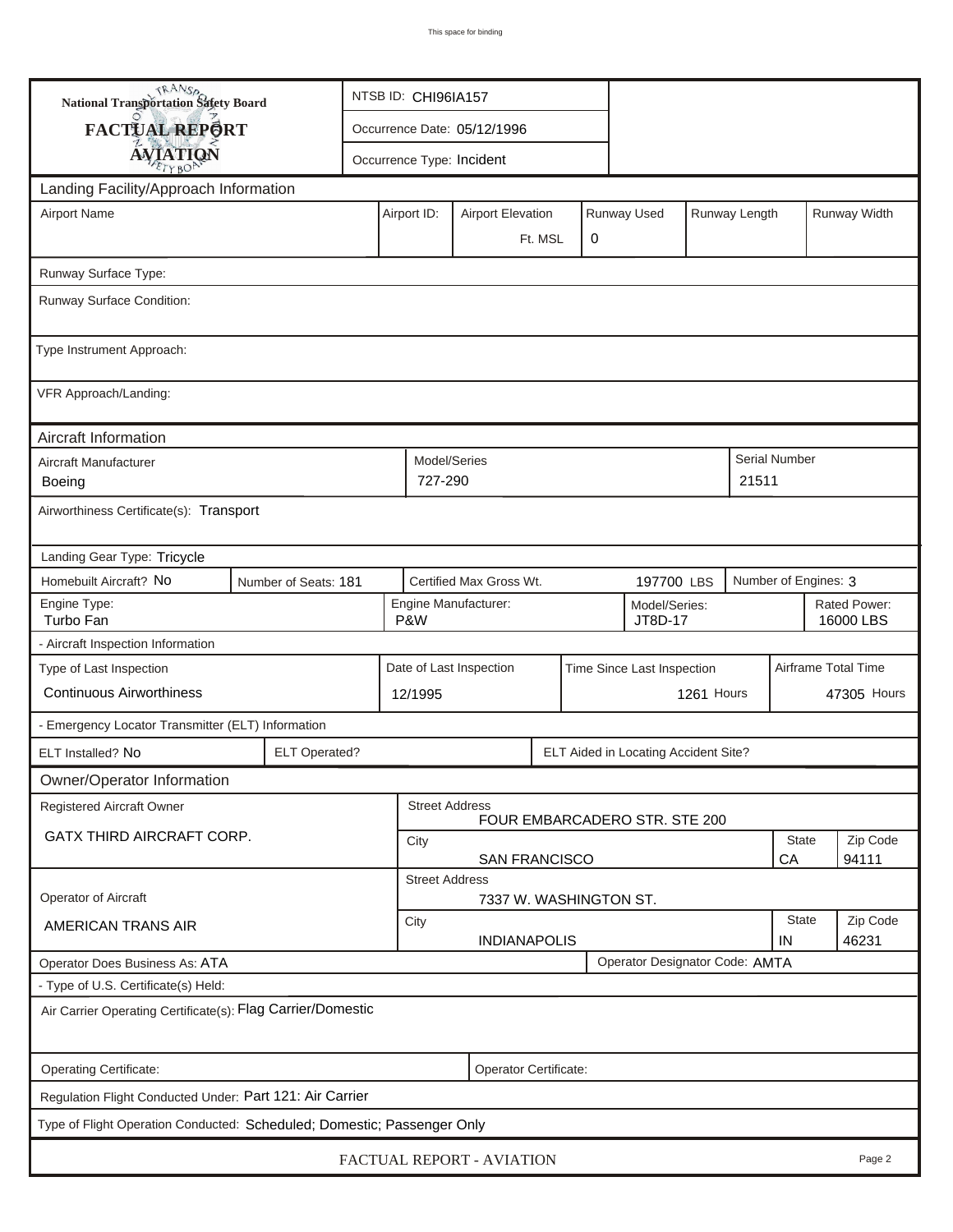This space for binding

**National Transportation Safety Board**

**FACTUAL REPORT**

**AVIATION**

| NTSB ID: CHI96IA157 |
|---|
| Occurrence Date: 05/12/1996 |
| Occurrence Type: Incident |

## Landing Facility/Approach Information

| Airport Name | Airport ID: | Airport Elevation | Runway Used | Runway Length | Runway Width |
|---|---|---|---|---|---|
| | | Ft. MSL | 0 | | |

Runway Surface Type:

Runway Surface Condition:

Type Instrument Approach:

VFR Approach/Landing:

## Aircraft Information

| Aircraft Manufacturer | Model/Series | Serial Number |
|---|---|---|
| Boeing | 727-290 | 21511 |

Airworthiness Certificate(s): Transport

Landing Gear Type: Tricycle

| Homebuilt Aircraft? No | Number of Seats: 181 | Certified Max Gross Wt. 197700 LBS | Number of Engines: 3 |
|---|---|---|---|

| Engine Type: | Engine Manufacturer: | Model/Series: | Rated Power: |
|---|---|---|---|
| Turbo Fan | P&W | JT8D-17 | 16000 LBS |

- Aircraft Inspection Information

| Type of Last Inspection | Date of Last Inspection | Time Since Last Inspection | Airframe Total Time |
|---|---|---|---|
| Continuous Airworthiness | 12/1995 | 1261 Hours | 47305 Hours |

- Emergency Locator Transmitter (ELT) Information

| ELT Installed? No | ELT Operated? | ELT Aided in Locating Accident Site? |
|---|---|---|

## Owner/Operator Information

| Registered Aircraft Owner | Street Address | | |
|---|---|---|---|
| GATX THIRD AIRCRAFT CORP. | FOUR EMBARCADERO STR. STE 200 | | |
| | City | State | Zip Code |
| | SAN FRANCISCO | CA | 94111 |

| Operator of Aircraft | Street Address | | |
|---|---|---|---|
| AMERICAN TRANS AIR | 7337 W. WASHINGTON ST. | | |
| | City | State | Zip Code |
| | INDIANAPOLIS | IN | 46231 |

| Operator Does Business As: ATA | Operator Designator Code: AMTA |
|---|---|

- Type of U.S. Certificate(s) Held:

Air Carrier Operating Certificate(s): Flag Carrier/Domestic

| Operating Certificate: | Operator Certificate: |
|---|---|

Regulation Flight Conducted Under: Part 121: Air Carrier

Type of Flight Operation Conducted: Scheduled; Domestic; Passenger Only

FACTUAL REPORT - AVIATION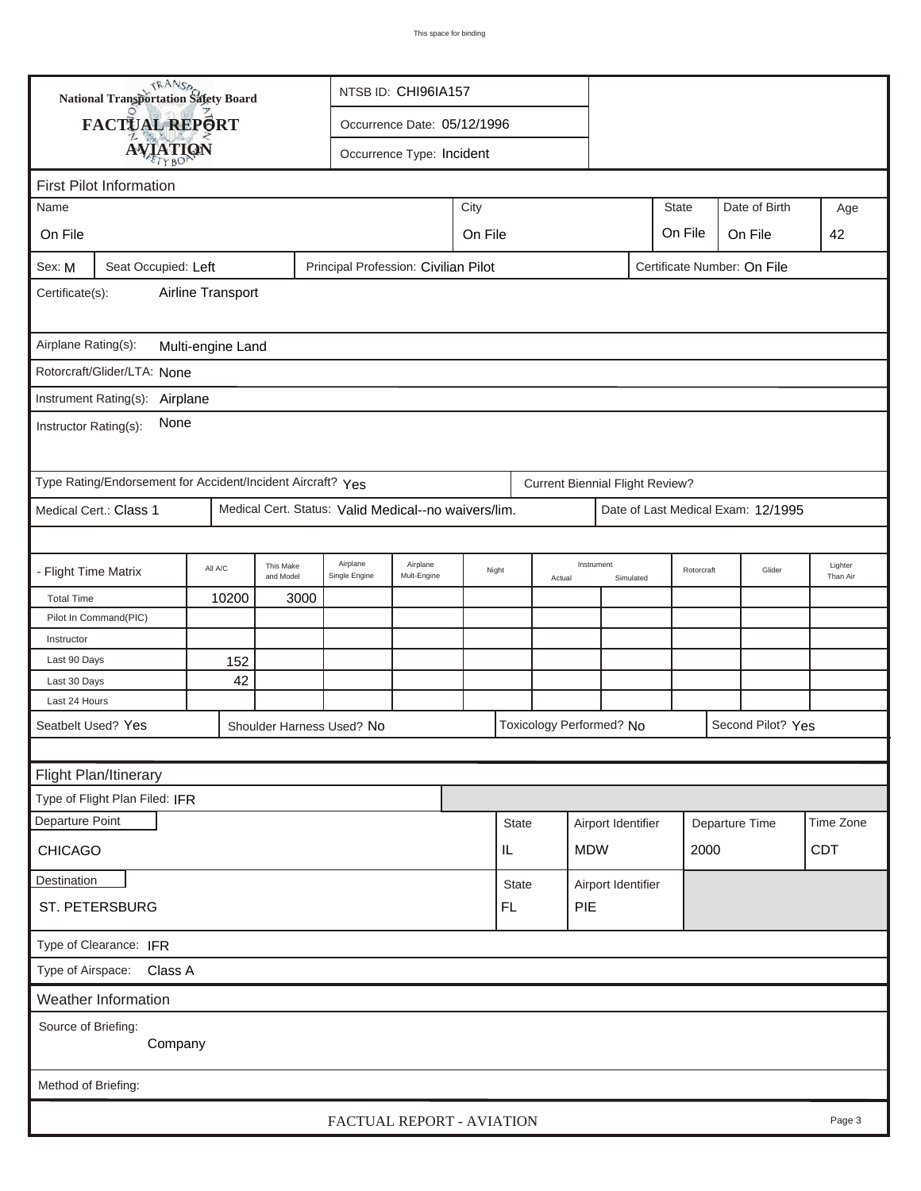National Transportation Safety Board

**FACTUAL REPORT**

**AVIATION**

NTSB ID: CHI96IA157

Occurrence Date: 05/12/1996

Occurrence Type: Incident

## First Pilot Information

| Name | City | State | Date of Birth | Age |
|---|---|---|---|---|
| On File | On File | On File | On File | 42 |

Sex: M | Seat Occupied: Left | Principal Profession: Civilian Pilot | Certificate Number: On File

Certificate(s): Airline Transport

Airplane Rating(s): Multi-engine Land

Rotorcraft/Glider/LTA: None

Instrument Rating(s): Airplane

Instructor Rating(s): None

Type Rating/Endorsement for Accident/Incident Aircraft? Yes | Current Biennial Flight Review?

Medical Cert.: Class 1 | Medical Cert. Status: Valid Medical--no waivers/lim. | Date of Last Medical Exam: 12/1995

| - Flight Time Matrix | All A/C | This Make and Model | Airplane Single Engine | Airplane Mult-Engine | Night | Instrument Actual | Instrument Simulated | Rotorcraft | Glider | Lighter Than Air |
|---|---|---|---|---|---|---|---|---|---|---|
| Total Time | 10200 | 3000 | | | | | | | | |
| Pilot In Command(PIC) | | | | | | | | | | |
| Instructor | | | | | | | | | | |
| Last 90 Days | 152 | | | | | | | | | |
| Last 30 Days | 42 | | | | | | | | | |
| Last 24 Hours | | | | | | | | | | |

Seatbelt Used? Yes | Shoulder Harness Used? No | Toxicology Performed? No | Second Pilot? Yes

## Flight Plan/Itinerary

Type of Flight Plan Filed: IFR

| Departure Point | State | Airport Identifier | Departure Time | Time Zone |
|---|---|---|---|---|
| CHICAGO | IL | MDW | 2000 | CDT |

| Destination | State | Airport Identifier |
|---|---|---|
| ST. PETERSBURG | FL | PIE |

Type of Clearance: IFR

Type of Airspace: Class A

## Weather Information

Source of Briefing: Company

Method of Briefing: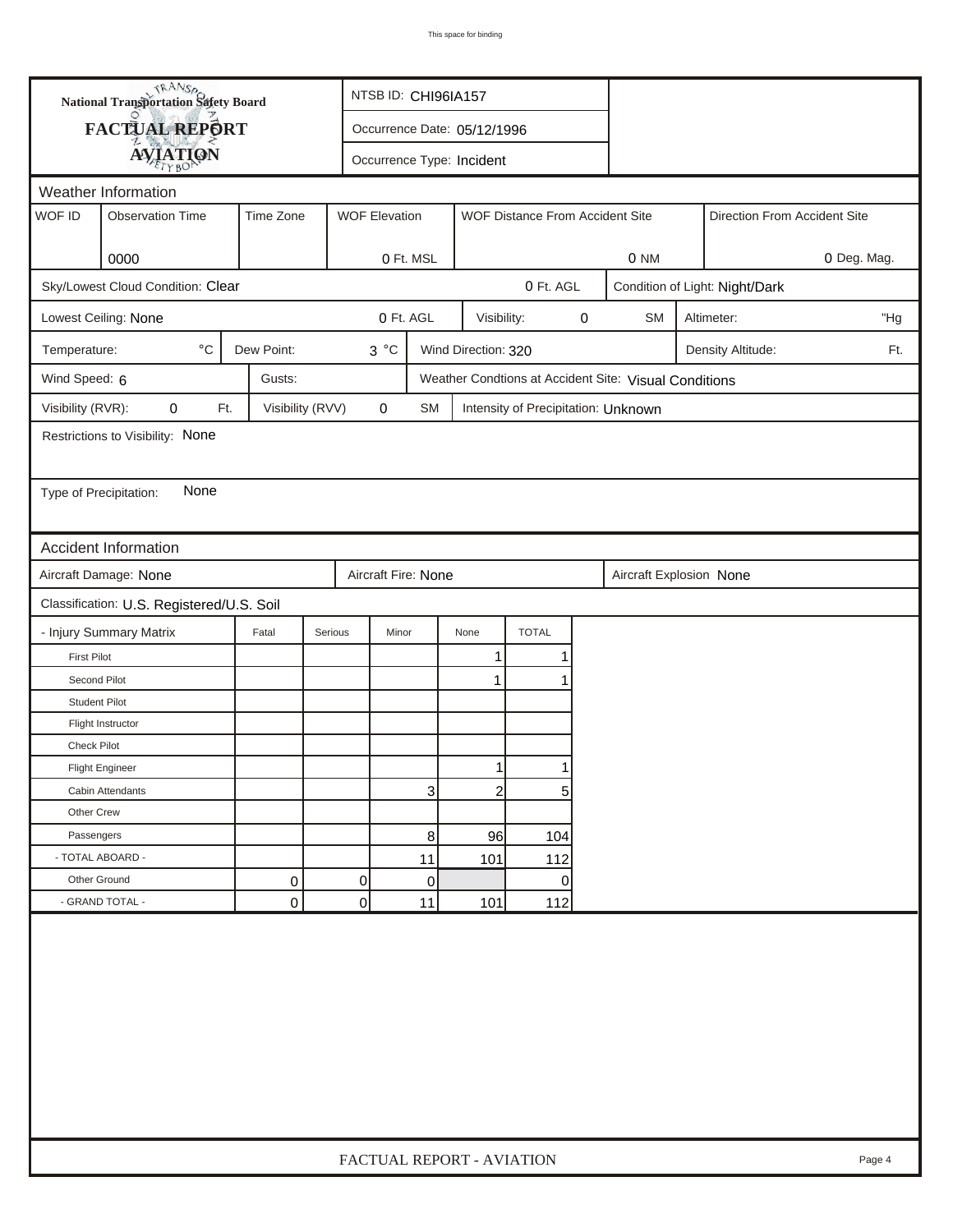# National Transportation Safety Board
## FACTUAL REPORT
## AVIATION

NTSB ID: CHI96IA157

Occurrence Date: 05/12/1996

Occurrence Type: Incident

## Weather Information

| WOF ID | Observation Time | Time Zone | WOF Elevation | WOF Distance From Accident Site | Direction From Accident Site |
|---|---|---|---|---|---|
| | 0000 | | 0 Ft. MSL | 0 NM | 0 Deg. Mag. |

Sky/Lowest Cloud Condition: Clear — 0 Ft. AGL — Condition of Light: Night/Dark

Lowest Ceiling: None — 0 Ft. AGL — Visibility: 0 SM — Altimeter: "Hg

Temperature: °C — Dew Point: 3 °C — Wind Direction: 320 — Density Altitude: Ft.

Wind Speed: 6 — Gusts: — Weather Condtions at Accident Site: Visual Conditions

Visibility (RVR): 0 Ft. — Visibility (RVV) 0 SM — Intensity of Precipitation: Unknown

Restrictions to Visibility: None

Type of Precipitation: None

## Accident Information

Aircraft Damage: None — Aircraft Fire: None — Aircraft Explosion None

Classification: U.S. Registered/U.S. Soil

| - Injury Summary Matrix | Fatal | Serious | Minor | None | TOTAL |
|---|---|---|---|---|---|
| First Pilot | | | | 1 | 1 |
| Second Pilot | | | | 1 | 1 |
| Student Pilot | | | | | |
| Flight Instructor | | | | | |
| Check Pilot | | | | | |
| Flight Engineer | | | | 1 | 1 |
| Cabin Attendants | | | 3 | 2 | 5 |
| Other Crew | | | | | |
| Passengers | | | 8 | 96 | 104 |
| - TOTAL ABOARD - | | | 11 | 101 | 112 |
| Other Ground | 0 | 0 | 0 | | 0 |
| - GRAND TOTAL - | 0 | 0 | 11 | 101 | 112 |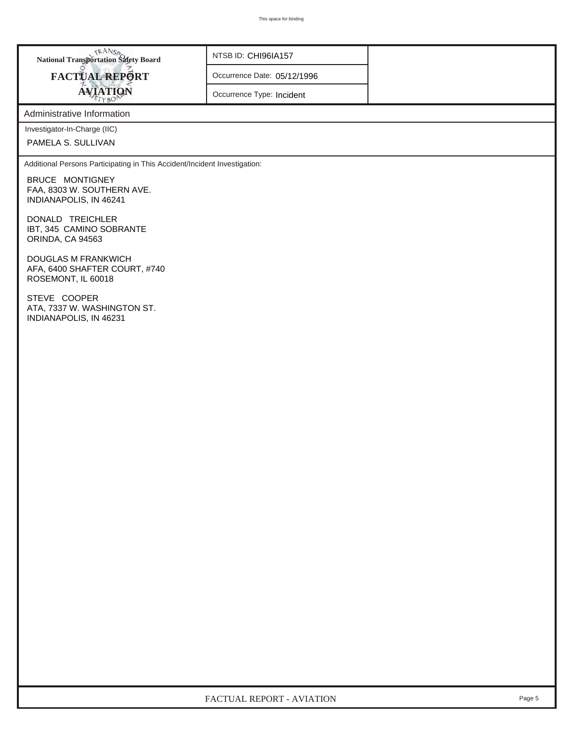**National Transportation Safety Board**

**FACTUAL REPORT**

**AVIATION**

| | |
|---|---|
| NTSB ID: CHI96IA157 | |
| Occurrence Date: 05/12/1996 | |
| Occurrence Type: Incident | |

## Administrative Information

Investigator-In-Charge (IIC)

PAMELA S. SULLIVAN

Additional Persons Participating in This Accident/Incident Investigation:

BRUCE MONTIGNEY
FAA, 8303 W. SOUTHERN AVE.
INDIANAPOLIS, IN 46241

DONALD TREICHLER
IBT, 345 CAMINO SOBRANTE
ORINDA, CA 94563

DOUGLAS M FRANKWICH
AFA, 6400 SHAFTER COURT, #740
ROSEMONT, IL 60018

STEVE COOPER
ATA, 7337 W. WASHINGTON ST.
INDIANAPOLIS, IN 46231